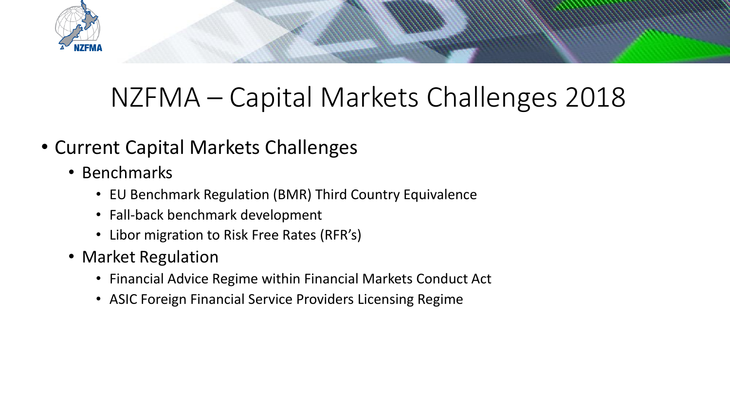# NZFMA – Capital Markets Challenges 2018

- Current Capital Markets Challenges
  - Benchmarks
    - EU Benchmark Regulation (BMR) Third Country Equivalence
    - Fall-back benchmark development
    - Libor migration to Risk Free Rates (RFR's)
  - Market Regulation
    - Financial Advice Regime within Financial Markets Conduct Act
    - ASIC Foreign Financial Service Providers Licensing Regime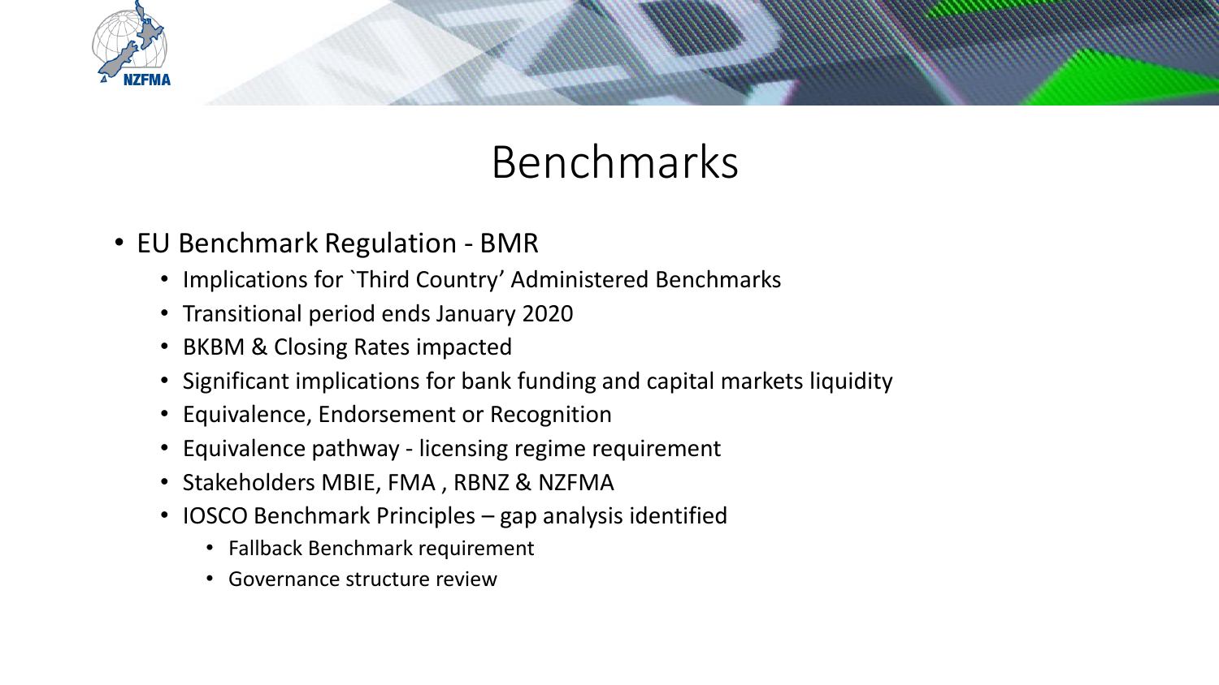# Benchmarks

- EU Benchmark Regulation - BMR
  - Implications for `Third Country' Administered Benchmarks
  - Transitional period ends January 2020
  - BKBM & Closing Rates impacted
  - Significant implications for bank funding and capital markets liquidity
  - Equivalence, Endorsement or Recognition
  - Equivalence pathway - licensing regime requirement
  - Stakeholders MBIE, FMA , RBNZ & NZFMA
  - IOSCO Benchmark Principles – gap analysis identified
    - Fallback Benchmark requirement
    - Governance structure review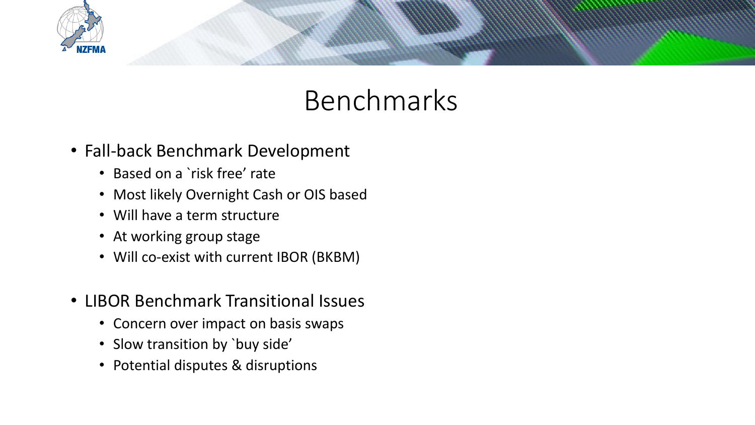# Benchmarks

- Fall-back Benchmark Development
  - Based on a `risk free' rate
  - Most likely Overnight Cash or OIS based
  - Will have a term structure
  - At working group stage
  - Will co-exist with current IBOR (BKBM)

- LIBOR Benchmark Transitional Issues
  - Concern over impact on basis swaps
  - Slow transition by `buy side'
  - Potential disputes & disruptions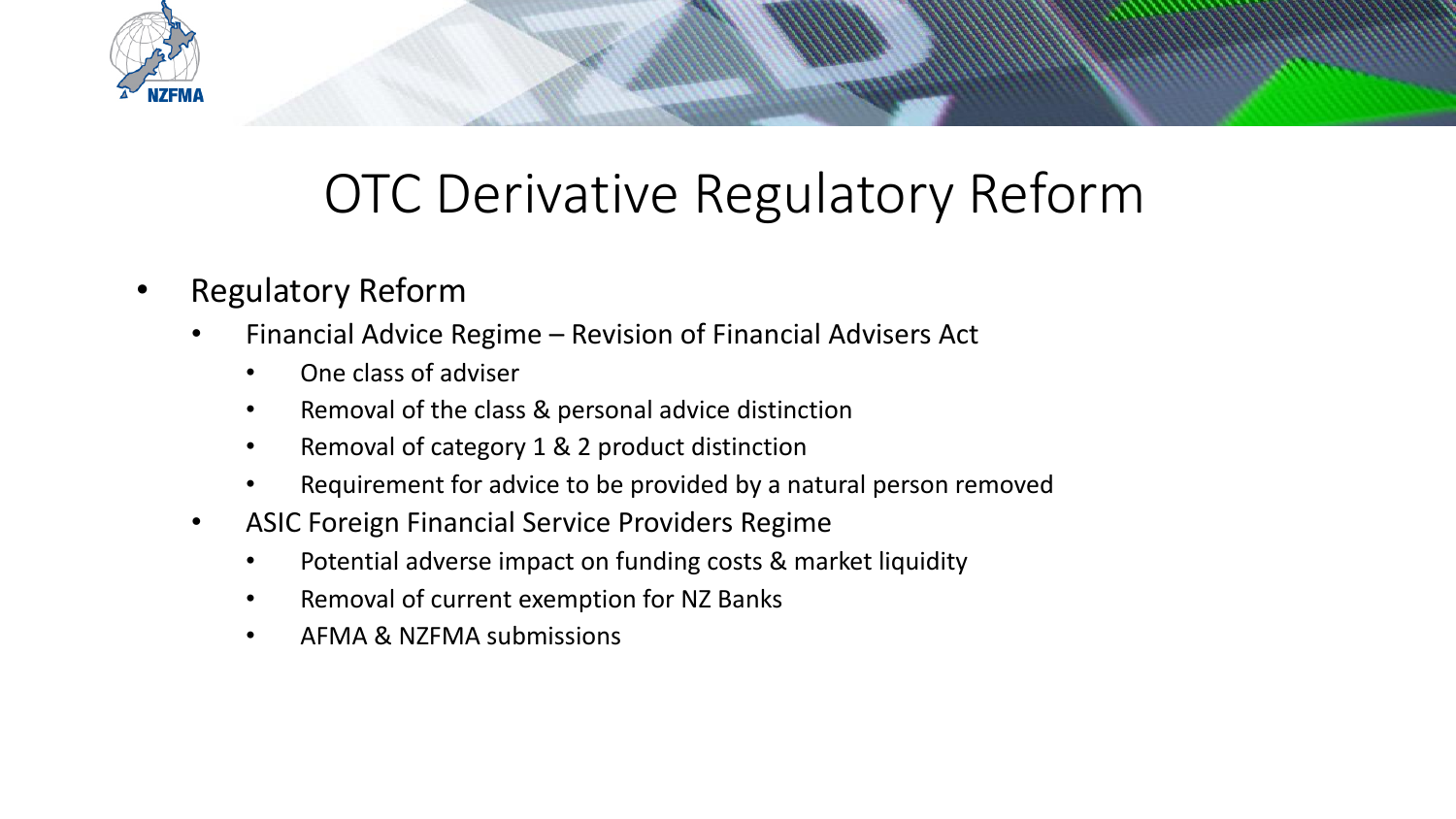# OTC Derivative Regulatory Reform

- Regulatory Reform
  - Financial Advice Regime – Revision of Financial Advisers Act
    - One class of adviser
    - Removal of the class & personal advice distinction
    - Removal of category 1 & 2 product distinction
    - Requirement for advice to be provided by a natural person removed
  - ASIC Foreign Financial Service Providers Regime
    - Potential adverse impact on funding costs & market liquidity
    - Removal of current exemption for NZ Banks
    - AFMA & NZFMA submissions